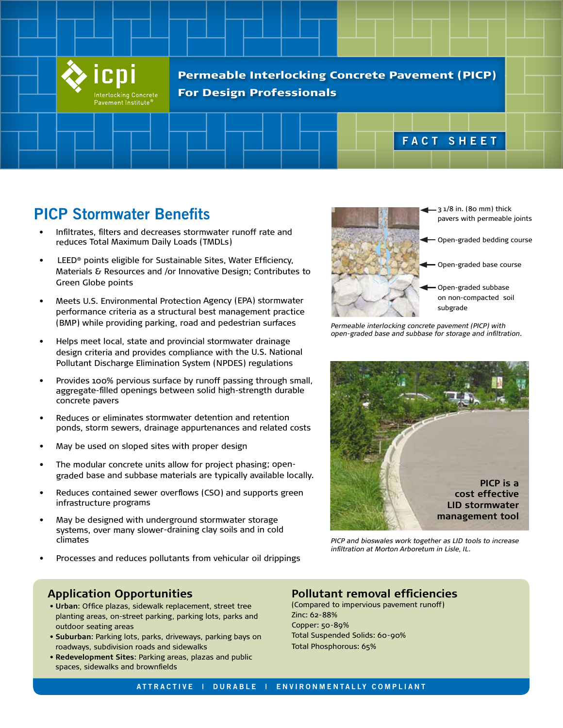**icpi** Interlocking Concrete Pavement Institute®

# Permeable Interlocking Concrete Pavement (PICP) For Design Professionals

FACT SHEET

## PICP Stormwater Benefits

- Infiltrates, filters and decreases stormwater runoff rate and reduces Total Maximum Daily Loads (TMDLs)
- LEED® points eligible for Sustainable Sites, Water Efficiency, Materials & Resources and /or Innovative Design; Contributes to Green Globe points
- Meets U.S. Environmental Protection Agency (EPA) stormwater performance criteria as a structural best management practice (BMP) while providing parking, road and pedestrian surfaces
- Helps meet local, state and provincial stormwater drainage design criteria and provides compliance with the U.S. National Pollutant Discharge Elimination System (NPDES) regulations
- Provides 100% pervious surface by runoff passing through small, aggregate-filled openings between solid high-strength durable concrete pavers
- Reduces or eliminates stormwater detention and retention ponds, storm sewers, drainage appurtenances and related costs
- May be used on sloped sites with proper design
- The modular concrete units allow for project phasing; open-graded base and subbase materials are typically available locally.
- Reduces contained sewer overflows (CSO) and supports green infrastructure programs
- May be designed with underground stormwater storage systems, over many slower-draining clay soils and in cold climates
- Processes and reduces pollutants from vehicular oil drippings

3 1/8 in. (80 mm) thick pavers with permeable joints

Open-graded bedding course

Open-graded base course

Open-graded subbase on non-compacted soil subgrade

*Permeable interlocking concrete pavement (PICP) with open-graded base and subbase for storage and infiltration.*

**PICP is a cost effective LID stormwater management tool**

*PICP and bioswales work together as LID tools to increase infiltration at Morton Arboretum in Lisle, IL.*

## Application Opportunities

- **Urban**: Office plazas, sidewalk replacement, street tree planting areas, on-street parking, parking lots, parks and outdoor seating areas
- **Suburban**: Parking lots, parks, driveways, parking bays on roadways, subdivision roads and sidewalks
- **Redevelopment Sites**: Parking areas, plazas and public spaces, sidewalks and brownfields

## Pollutant removal efficiencies

(Compared to impervious pavement runoff)

Zinc: 62-88%

Copper: 50-89%

Total Suspended Solids: 60-90%

Total Phosphorous: 65%

ATTRACTIVE | DURABLE | ENVIRONMENTALLY COMPLIANT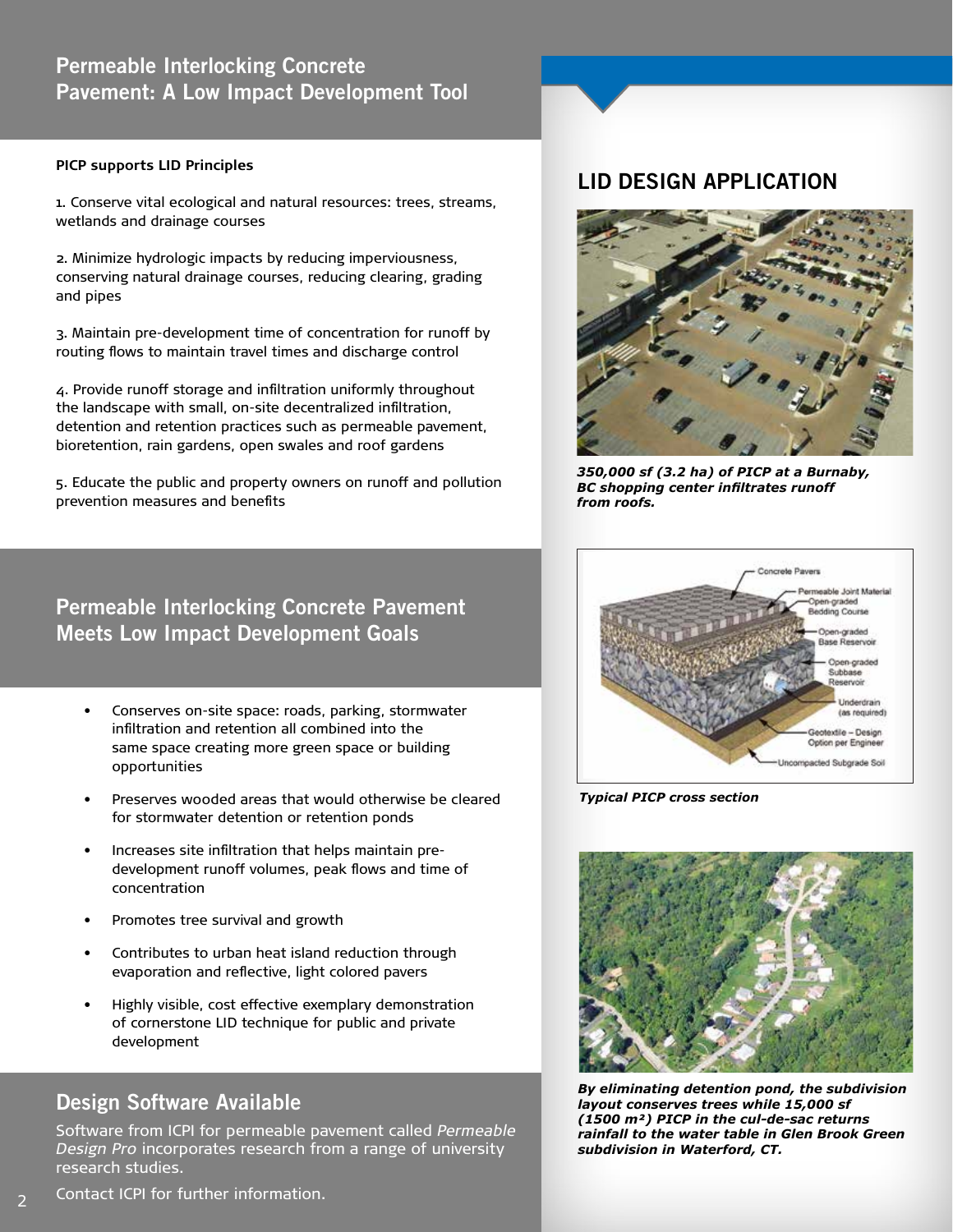## Permeable Interlocking Concrete Pavement: A Low Impact Development Tool

**PICP supports LID Principles**

1. Conserve vital ecological and natural resources: trees, streams, wetlands and drainage courses

2. Minimize hydrologic impacts by reducing imperviousness, conserving natural drainage courses, reducing clearing, grading and pipes

3. Maintain pre-development time of concentration for runoff by routing flows to maintain travel times and discharge control

4. Provide runoff storage and infiltration uniformly throughout the landscape with small, on-site decentralized infiltration, detention and retention practices such as permeable pavement, bioretention, rain gardens, open swales and roof gardens

5. Educate the public and property owners on runoff and pollution prevention measures and benefits

## Permeable Interlocking Concrete Pavement Meets Low Impact Development Goals

- Conserves on-site space: roads, parking, stormwater infiltration and retention all combined into the same space creating more green space or building opportunities
- Preserves wooded areas that would otherwise be cleared for stormwater detention or retention ponds
- Increases site infiltration that helps maintain pre-development runoff volumes, peak flows and time of concentration
- Promotes tree survival and growth
- Contributes to urban heat island reduction through evaporation and reflective, light colored pavers
- Highly visible, cost effective exemplary demonstration of cornerstone LID technique for public and private development

## Design Software Available

Software from ICPI for permeable pavement called *Permeable Design Pro* incorporates research from a range of university research studies.

Contact ICPI for further information.

## LID DESIGN APPLICATION

***350,000 sf (3.2 ha) of PICP at a Burnaby, BC shopping center infiltrates runoff from roofs.***

Concrete Pavers
Permeable Joint Material
Open-graded Bedding Course
Open-graded Base Reservoir
Open-graded Subbase Reservoir
Underdrain (as required)
Geotextile – Design Option per Engineer
Uncompacted Subgrade Soil

***Typical PICP cross section***

***By eliminating detention pond, the subdivision layout conserves trees while 15,000 sf (1500 m²) PICP in the cul-de-sac returns rainfall to the water table in Glen Brook Green subdivision in Waterford, CT.***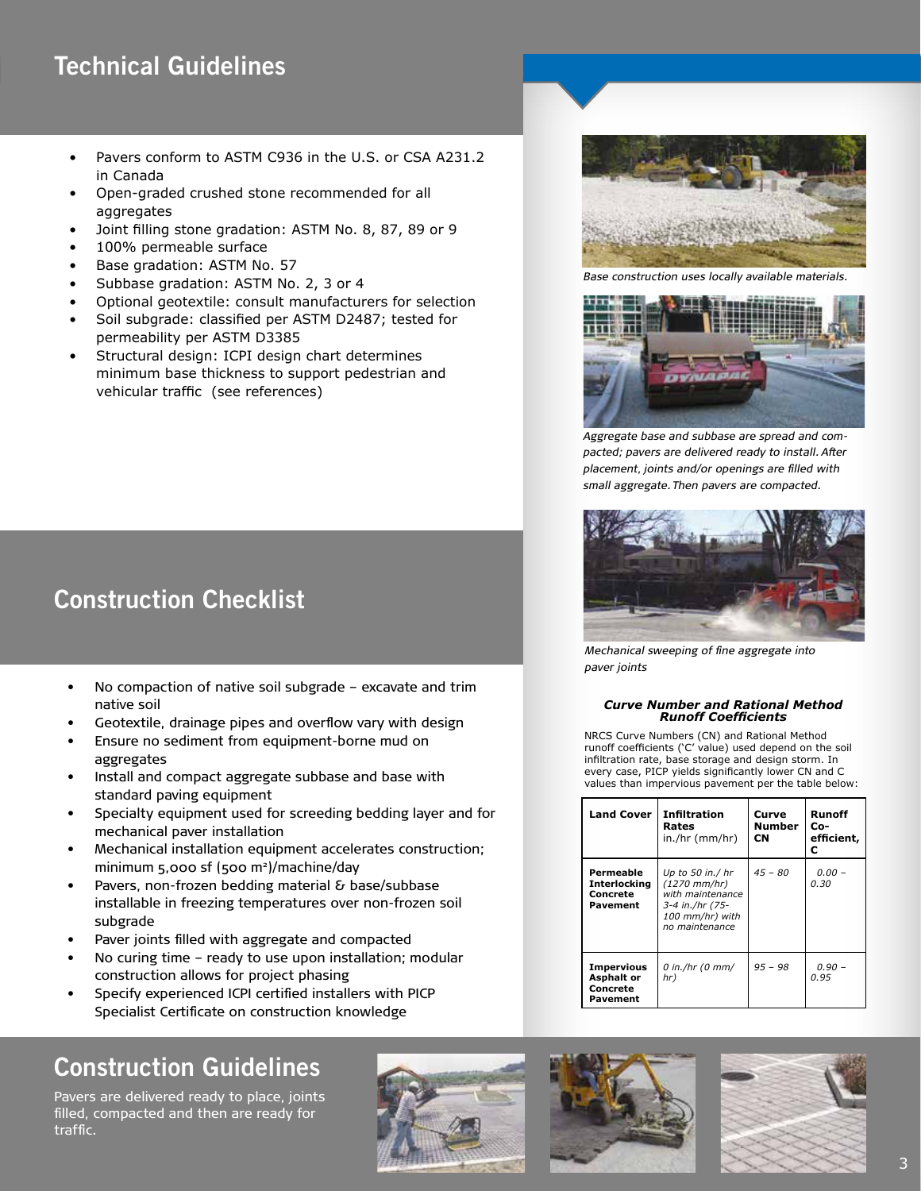## Technical Guidelines

- Pavers conform to ASTM C936 in the U.S. or CSA A231.2 in Canada
- Open-graded crushed stone recommended for all aggregates
- Joint filling stone gradation: ASTM No. 8, 87, 89 or 9
- 100% permeable surface
- Base gradation: ASTM No. 57
- Subbase gradation: ASTM No. 2, 3 or 4
- Optional geotextile: consult manufacturers for selection
- Soil subgrade: classified per ASTM D2487; tested for permeability per ASTM D3385
- Structural design: ICPI design chart determines minimum base thickness to support pedestrian and vehicular traffic (see references)

## Construction Checklist

- No compaction of native soil subgrade – excavate and trim native soil
- Geotextile, drainage pipes and overflow vary with design
- Ensure no sediment from equipment-borne mud on aggregates
- Install and compact aggregate subbase and base with standard paving equipment
- Specialty equipment used for screeding bedding layer and for mechanical paver installation
- Mechanical installation equipment accelerates construction; minimum 5,000 sf (500 m²)/machine/day
- Pavers, non-frozen bedding material & base/subbase installable in freezing temperatures over non-frozen soil subgrade
- Paver joints filled with aggregate and compacted
- No curing time – ready to use upon installation; modular construction allows for project phasing
- Specify experienced ICPI certified installers with PICP Specialist Certificate on construction knowledge

*Base construction uses locally available materials.*

*Aggregate base and subbase are spread and compacted; pavers are delivered ready to install. After placement, joints and/or openings are filled with small aggregate. Then pavers are compacted.*

*Mechanical sweeping of fine aggregate into paver joints*

### *Curve Number and Rational Method Runoff Coefficients*

NRCS Curve Numbers (CN) and Rational Method runoff coefficients ('C' value) used depend on the soil infiltration rate, base storage and design storm. In every case, PICP yields significantly lower CN and C values than impervious pavement per the table below:

| Land Cover | Infiltration Rates in./hr (mm/hr) | Curve Number CN | Runoff Co-efficient, C |
|---|---|---|---|
| **Permeable Interlocking Concrete Pavement** | *Up to 50 in./ hr (1270 mm/hr) with maintenance 3-4 in./hr (75-100 mm/hr) with no maintenance* | *45 – 80* | *0.00 – 0.30* |
| **Impervious Asphalt or Concrete Pavement** | *0 in./hr (0 mm/ hr)* | *95 – 98* | *0.90 – 0.95* |

## Construction Guidelines

Pavers are delivered ready to place, joints filled, compacted and then are ready for traffic.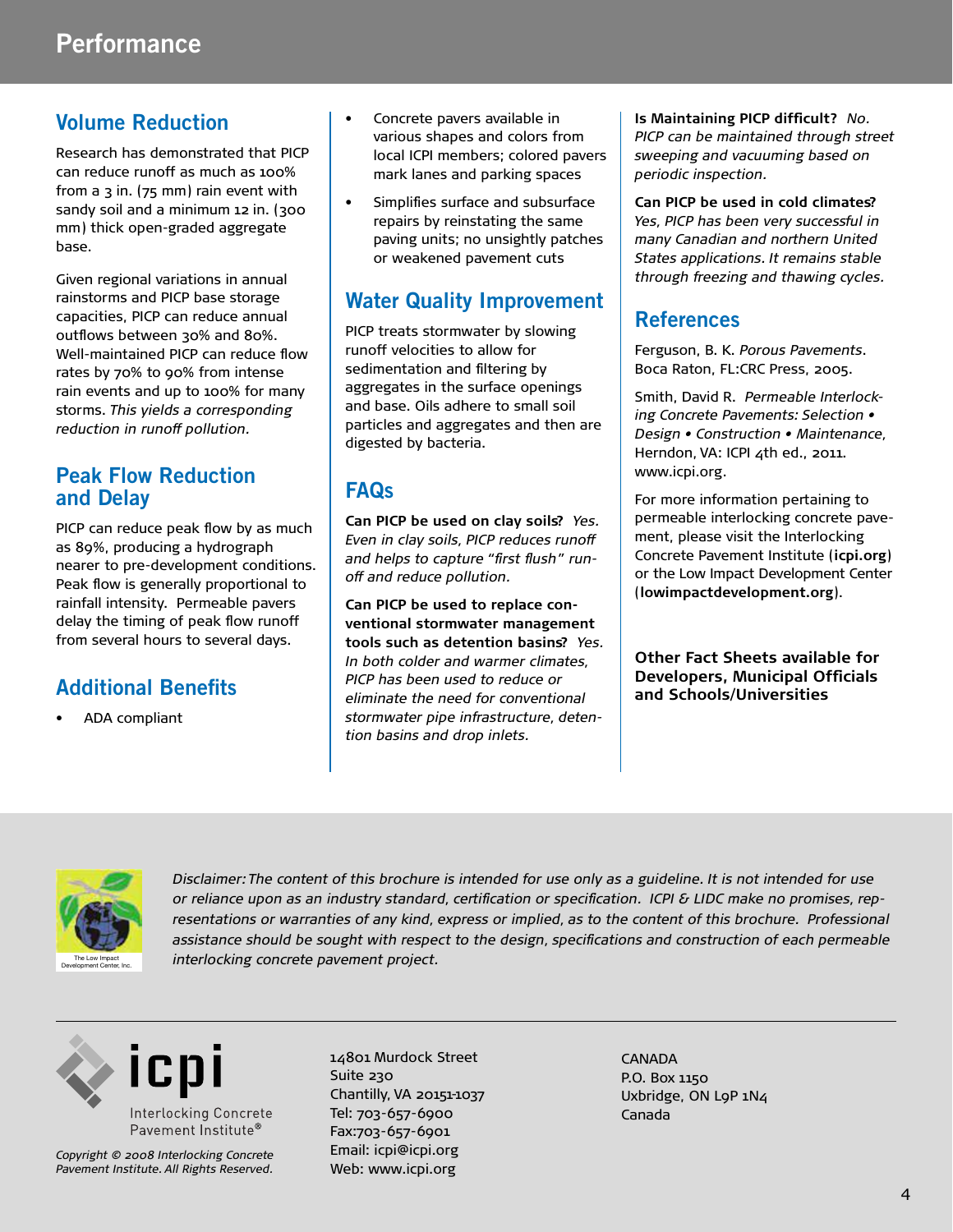# Performance

## Volume Reduction

Research has demonstrated that PICP can reduce runoff as much as 100% from a 3 in. (75 mm) rain event with sandy soil and a minimum 12 in. (300 mm) thick open-graded aggregate base.

Given regional variations in annual rainstorms and PICP base storage capacities, PICP can reduce annual outflows between 30% and 80%. Well-maintained PICP can reduce flow rates by 70% to 90% from intense rain events and up to 100% for many storms. *This yields a corresponding reduction in runoff pollution.*

## Peak Flow Reduction and Delay

PICP can reduce peak flow by as much as 89%, producing a hydrograph nearer to pre-development conditions. Peak flow is generally proportional to rainfall intensity. Permeable pavers delay the timing of peak flow runoff from several hours to several days.

## Additional Benefits

- ADA compliant
- Concrete pavers available in various shapes and colors from local ICPI members; colored pavers mark lanes and parking spaces
- Simplifies surface and subsurface repairs by reinstating the same paving units; no unsightly patches or weakened pavement cuts

## Water Quality Improvement

PICP treats stormwater by slowing runoff velocities to allow for sedimentation and filtering by aggregates in the surface openings and base. Oils adhere to small soil particles and aggregates and then are digested by bacteria.

## FAQs

**Can PICP be used on clay soils?** *Yes. Even in clay soils, PICP reduces runoff and helps to capture "first flush" run-off and reduce pollution.*

**Can PICP be used to replace conventional stormwater management tools such as detention basins?** *Yes. In both colder and warmer climates, PICP has been used to reduce or eliminate the need for conventional stormwater pipe infrastructure, detention basins and drop inlets.*

**Is Maintaining PICP difficult?** *No. PICP can be maintained through street sweeping and vacuuming based on periodic inspection.*

**Can PICP be used in cold climates?** *Yes, PICP has been very successful in many Canadian and northern United States applications. It remains stable through freezing and thawing cycles.*

## References

Ferguson, B. K. *Porous Pavements*. Boca Raton, FL:CRC Press, 2005.

Smith, David R. *Permeable Interlocking Concrete Pavements: Selection • Design • Construction • Maintenance*, Herndon, VA: ICPI 4th ed., 2011. www.icpi.org.

For more information pertaining to permeable interlocking concrete pavement, please visit the Interlocking Concrete Pavement Institute (**icpi.org**) or the Low Impact Development Center (**lowimpactdevelopment.org**).

**Other Fact Sheets available for Developers, Municipal Officials and Schools/Universities**

The Low Impact Development Center, Inc.

*Disclaimer: The content of this brochure is intended for use only as a guideline. It is not intended for use or reliance upon as an industry standard, certification or specification. ICPI & LIDC make no promises, representations or warranties of any kind, express or implied, as to the content of this brochure. Professional assistance should be sought with respect to the design, specifications and construction of each permeable interlocking concrete pavement project.*

icpi
Interlocking Concrete Pavement Institute®

*Copyright © 2008 Interlocking Concrete Pavement Institute. All Rights Reserved.*

14801 Murdock Street
Suite 230
Chantilly, VA 20151-1037
Tel: 703-657-6900
Fax:703-657-6901
Email: icpi@icpi.org
Web: www.icpi.org

CANADA
P.O. Box 1150
Uxbridge, ON L9P 1N4
Canada